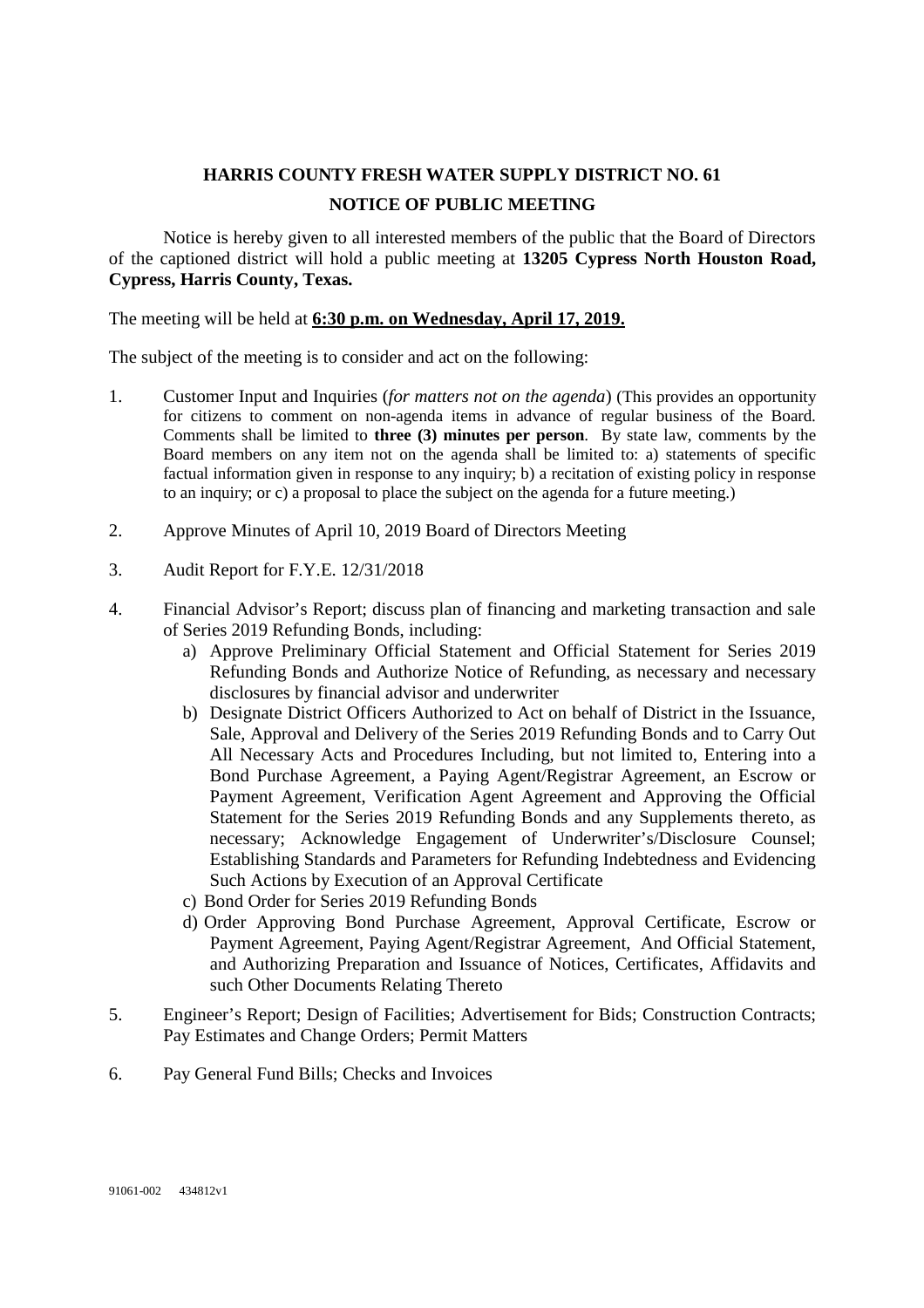# HARRIS COUNTY FRESH WATER SUPPLY DISTRICT NO. 61

## NOTICE OF PUBLIC MEETING

Notice is hereby given to all interested members of the public that the Board of Directors of the captioned district will hold a public meeting at **13205 Cypress North Houston Road, Cypress, Harris County, Texas.**

The meeting will be held at **6:30 p.m. on Wednesday, April 17, 2019.**

The subject of the meeting is to consider and act on the following:

1. Customer Input and Inquiries (*for matters not on the agenda*) (This provides an opportunity for citizens to comment on non-agenda items in advance of regular business of the Board. Comments shall be limited to **three (3) minutes per person**. By state law, comments by the Board members on any item not on the agenda shall be limited to: a) statements of specific factual information given in response to any inquiry; b) a recitation of existing policy in response to an inquiry; or c) a proposal to place the subject on the agenda for a future meeting.)

2. Approve Minutes of April 10, 2019 Board of Directors Meeting

3. Audit Report for F.Y.E. 12/31/2018

4. Financial Advisor's Report; discuss plan of financing and marketing transaction and sale of Series 2019 Refunding Bonds, including:
   a) Approve Preliminary Official Statement and Official Statement for Series 2019 Refunding Bonds and Authorize Notice of Refunding, as necessary and necessary disclosures by financial advisor and underwriter
   b) Designate District Officers Authorized to Act on behalf of District in the Issuance, Sale, Approval and Delivery of the Series 2019 Refunding Bonds and to Carry Out All Necessary Acts and Procedures Including, but not limited to, Entering into a Bond Purchase Agreement, a Paying Agent/Registrar Agreement, an Escrow or Payment Agreement, Verification Agent Agreement and Approving the Official Statement for the Series 2019 Refunding Bonds and any Supplements thereto, as necessary; Acknowledge Engagement of Underwriter's/Disclosure Counsel; Establishing Standards and Parameters for Refunding Indebtedness and Evidencing Such Actions by Execution of an Approval Certificate
   c) Bond Order for Series 2019 Refunding Bonds
   d) Order Approving Bond Purchase Agreement, Approval Certificate, Escrow or Payment Agreement, Paying Agent/Registrar Agreement, And Official Statement, and Authorizing Preparation and Issuance of Notices, Certificates, Affidavits and such Other Documents Relating Thereto

5. Engineer's Report; Design of Facilities; Advertisement for Bids; Construction Contracts; Pay Estimates and Change Orders; Permit Matters

6. Pay General Fund Bills; Checks and Invoices

91061-002 434812v1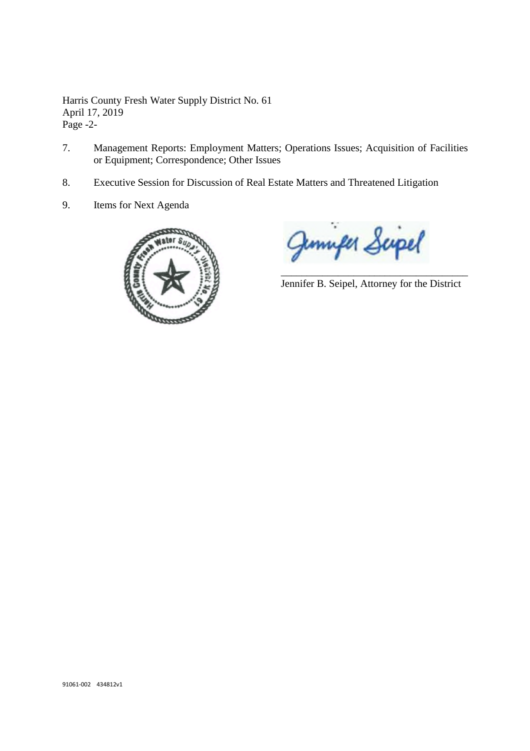7. Management Reports: Employment Matters; Operations Issues; Acquisition of Facilities or Equipment; Correspondence; Other Issues

8. Executive Session for Discussion of Real Estate Matters and Threatened Litigation

9. Items for Next Agenda

Jennifer Seipel

\_\_\_\_\_\_\_\_\_\_\_\_\_\_\_\_\_\_\_\_\_\_\_\_\_\_\_\_\_\_\_\_\_\_\_\_\_\_

Jennifer B. Seipel, Attorney for the District

91061-002 434812v1